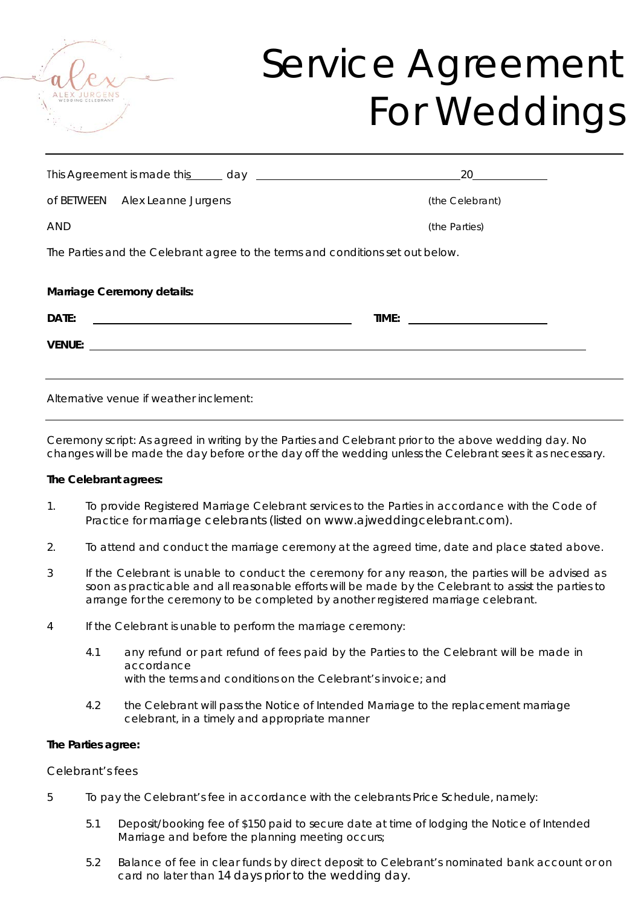# Service Agreement For Weddings

This Agreement is made this ______ day ________________________________ 20__________

of BETWEEN Alex Leanne Jurgens (the Celebrant)

AND (the Parties)

The Parties and the Celebrant agree to the terms and conditions set out below.

**Marriage Ceremony details:**

**DATE:** ________________________________ **TIME:** ____________________

**VENUE:** ________________________________________________________________

Alternative venue if weather inclement:

Ceremony script: As agreed in writing by the Parties and Celebrant prior to the above wedding day. No changes will be made the day before or the day off the wedding unless the Celebrant sees it as necessary.

**The Celebrant agrees:**

1. To provide Registered Marriage Celebrant services to the Parties in accordance with the Code of Practice for marriage celebrants (listed on www.ajweddingcelebrant.com).

2. To attend and conduct the marriage ceremony at the agreed time, date and place stated above.

3 If the Celebrant is unable to conduct the ceremony for any reason, the parties will be advised as soon as practicable and all reasonable efforts will be made by the Celebrant to assist the parties to arrange for the ceremony to be completed by another registered marriage celebrant.

4 If the Celebrant is unable to perform the marriage ceremony:

   4.1 any refund or part refund of fees paid by the Parties to the Celebrant will be made in accordance with the terms and conditions on the Celebrant's invoice; and

   4.2 the Celebrant will pass the Notice of Intended Marriage to the replacement marriage celebrant, in a timely and appropriate manner

**The Parties agree:**

Celebrant's fees

5 To pay the Celebrant's fee in accordance with the celebrants Price Schedule, namely:

   5.1 Deposit/booking fee of $150 paid to secure date at time of lodging the Notice of Intended Marriage and before the planning meeting occurs;

   5.2 Balance of fee in clear funds by direct deposit to Celebrant's nominated bank account or on card no later than 14 days prior to the wedding day.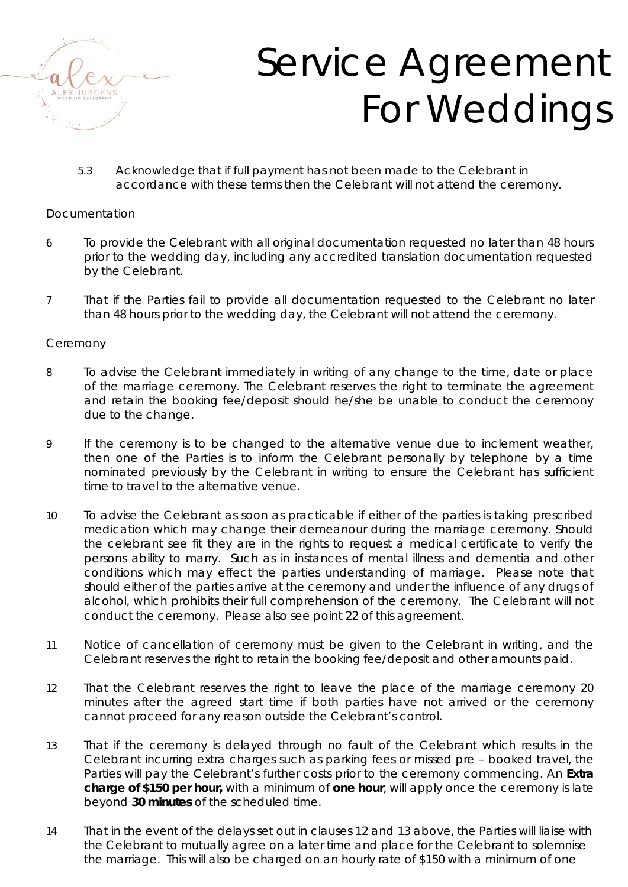5.3 Acknowledge that if full payment has not been made to the Celebrant in accordance with these terms then the Celebrant will not attend the ceremony.

Documentation

6 To provide the Celebrant with all original documentation requested no later than 48 hours prior to the wedding day, including any accredited translation documentation requested by the Celebrant.

7 That if the Parties fail to provide all documentation requested to the Celebrant no later than 48 hours prior to the wedding day, the Celebrant will not attend the ceremony.

Ceremony

8 To advise the Celebrant immediately in writing of any change to the time, date or place of the marriage ceremony. The Celebrant reserves the right to terminate the agreement and retain the booking fee/deposit should he/she be unable to conduct the ceremony due to the change.

9 If the ceremony is to be changed to the alternative venue due to inclement weather, then one of the Parties is to inform the Celebrant personally by telephone by a time nominated previously by the Celebrant in writing to ensure the Celebrant has sufficient time to travel to the alternative venue.

10 To advise the Celebrant as soon as practicable if either of the parties is taking prescribed medication which may change their demeanour during the marriage ceremony. Should the celebrant see fit they are in the rights to request a medical certificate to verify the persons ability to marry. Such as in instances of mental illness and dementia and other conditions which may effect the parties understanding of marriage. Please note that should either of the parties arrive at the ceremony and under the influence of any drugs of alcohol, which prohibits their full comprehension of the ceremony. The Celebrant will not conduct the ceremony. Please also see point 22 of this agreement.

11 Notice of cancellation of ceremony must be given to the Celebrant in writing, and the Celebrant reserves the right to retain the booking fee/deposit and other amounts paid.

12 That the Celebrant reserves the right to leave the place of the marriage ceremony 20 minutes after the agreed start time if both parties have not arrived or the ceremony cannot proceed for any reason outside the Celebrant's control.

13 That if the ceremony is delayed through no fault of the Celebrant which results in the Celebrant incurring extra charges such as parking fees or missed pre – booked travel, the Parties will pay the Celebrant's further costs prior to the ceremony commencing. An **Extra charge of $150 per hour,** with a minimum of **one hour**, will apply once the ceremony is late beyond **30 minutes** of the scheduled time.

14 That in the event of the delays set out in clauses 12 and 13 above, the Parties will liaise with the Celebrant to mutually agree on a later time and place for the Celebrant to solemnise the marriage. This will also be charged on an hourly rate of $150 with a minimum of one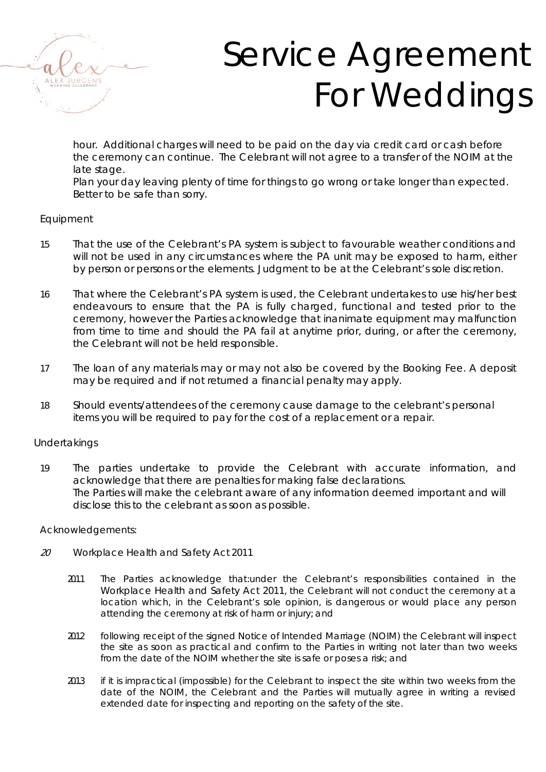hour. Additional charges will need to be paid on the day via credit card or cash before the ceremony can continue. The Celebrant will not agree to a transfer of the NOIM at the late stage.

Plan your day leaving plenty of time for things to go wrong or take longer than expected. Better to be safe than sorry.

Equipment

15 That the use of the Celebrant's PA system is subject to favourable weather conditions and will not be used in any circumstances where the PA unit may be exposed to harm, either by person or persons or the elements. Judgment to be at the Celebrant's sole discretion.

16 That where the Celebrant's PA system is used, the Celebrant undertakes to use his/her best endeavours to ensure that the PA is fully charged, functional and tested prior to the ceremony, however the Parties acknowledge that inanimate equipment may malfunction from time to time and should the PA fail at anytime prior, during, or after the ceremony, the Celebrant will not be held responsible.

17 The loan of any materials may or may not also be covered by the Booking Fee. A deposit may be required and if not returned a financial penalty may apply.

18 Should events/attendees of the ceremony cause damage to the celebrant's personal items you will be required to pay for the cost of a replacement or a repair.

Undertakings

19 The parties undertake to provide the Celebrant with accurate information, and acknowledge that there are penalties for making false declarations.
The Parties will make the celebrant aware of any information deemed important and will disclose this to the celebrant as soon as possible.

Acknowledgements:

*20* Workplace Health and Safety Act 2011

2011 The Parties acknowledge that:under the Celebrant's responsibilities contained in the Workplace Health and Safety Act 2011, the Celebrant will not conduct the ceremony at a location which, in the Celebrant's sole opinion, is dangerous or would place any person attending the ceremony at risk of harm or injury; and

2012 following receipt of the signed Notice of Intended Marriage (NOIM) the Celebrant will inspect the site as soon as practical and confirm to the Parties in writing not later than two weeks from the date of the NOIM whether the site is safe or poses a risk; and

2013 if it is impractical (impossible) for the Celebrant to inspect the site within two weeks from the date of the NOIM, the Celebrant and the Parties will mutually agree in writing a revised extended date for inspecting and reporting on the safety of the site.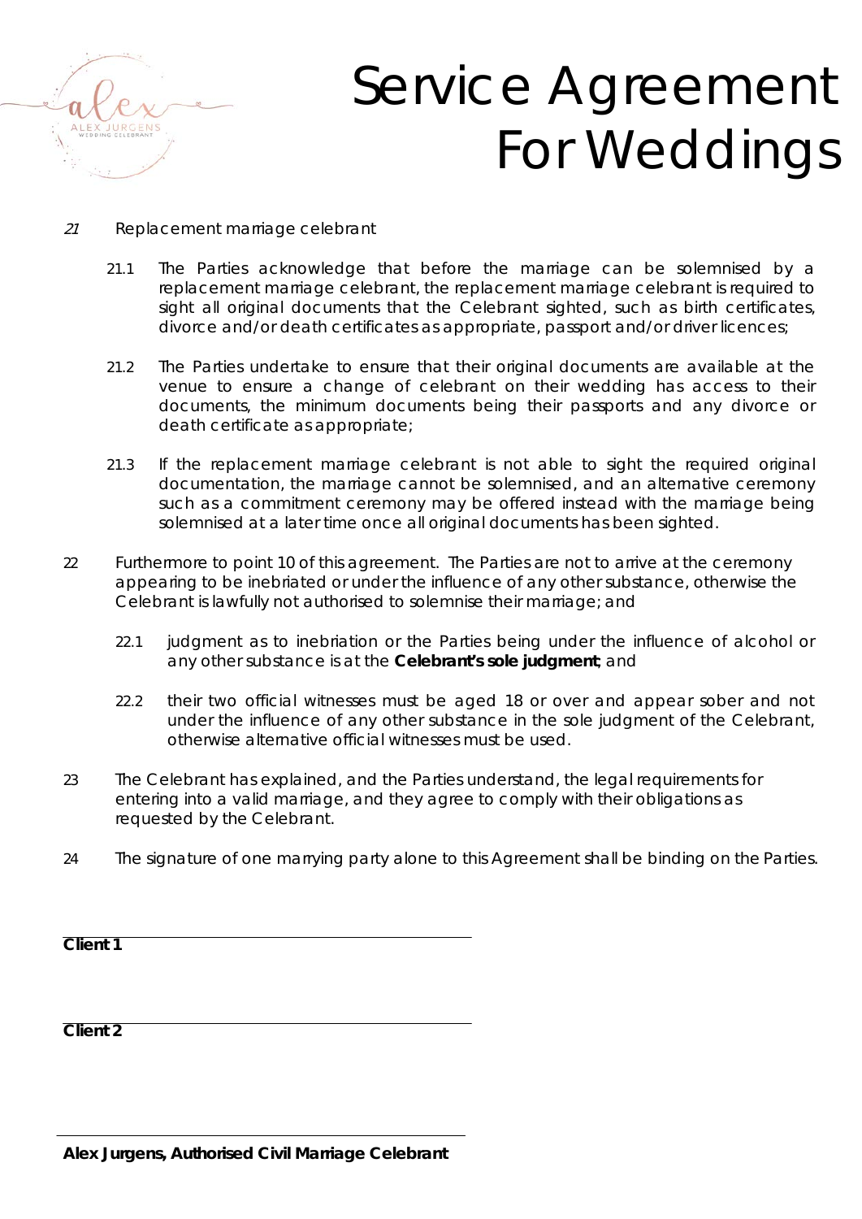# Service Agreement For Weddings

21 Replacement marriage celebrant

21.1 The Parties acknowledge that before the marriage can be solemnised by a replacement marriage celebrant, the replacement marriage celebrant is required to sight all original documents that the Celebrant sighted, such as birth certificates, divorce and/or death certificates as appropriate, passport and/or driver licences;

21.2 The Parties undertake to ensure that their original documents are available at the venue to ensure a change of celebrant on their wedding has access to their documents, the minimum documents being their passports and any divorce or death certificate as appropriate;

21.3 If the replacement marriage celebrant is not able to sight the required original documentation, the marriage cannot be solemnised, and an alternative ceremony such as a commitment ceremony may be offered instead with the marriage being solemnised at a later time once all original documents has been sighted.

22 Furthermore to point 10 of this agreement. The Parties are not to arrive at the ceremony appearing to be inebriated or under the influence of any other substance, otherwise the Celebrant is lawfully not authorised to solemnise their marriage; and

22.1 judgment as to inebriation or the Parties being under the influence of alcohol or any other substance is at the **Celebrant's sole judgment**; and

22.2 their two official witnesses must be aged 18 or over and appear sober and not under the influence of any other substance in the sole judgment of the Celebrant, otherwise alternative official witnesses must be used.

23 The Celebrant has explained, and the Parties understand, the legal requirements for entering into a valid marriage, and they agree to comply with their obligations as requested by the Celebrant.

24 The signature of one marrying party alone to this Agreement shall be binding on the Parties.

______________________________

**Client 1**

______________________________

**Client 2**

______________________________

**Alex Jurgens, Authorised Civil Marriage Celebrant**